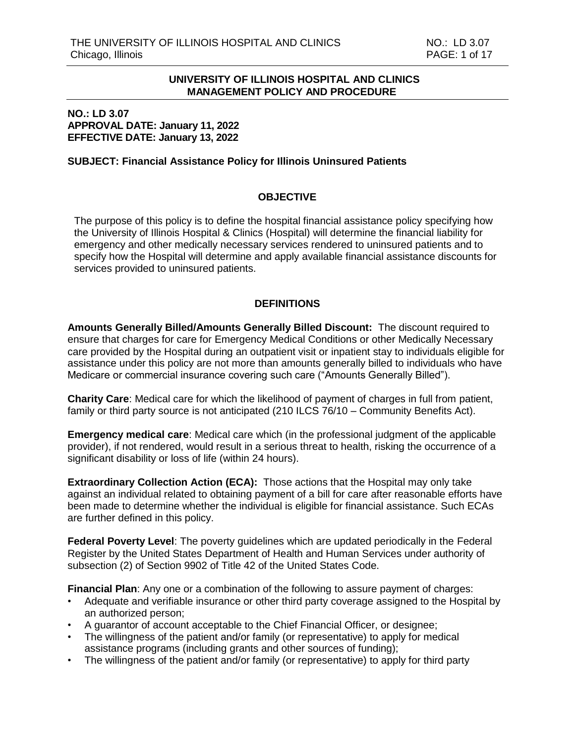## UNIVERSITY OF ILLINOIS HOSPITAL AND CLINICS MANAGEMENT POLICY AND PROCEDURE

**NO.: LD 3.07**
**APPROVAL DATE: January 11, 2022**
**EFFECTIVE DATE: January 13, 2022**

**SUBJECT: Financial Assistance Policy for Illinois Uninsured Patients**

### OBJECTIVE

The purpose of this policy is to define the hospital financial assistance policy specifying how the University of Illinois Hospital & Clinics (Hospital) will determine the financial liability for emergency and other medically necessary services rendered to uninsured patients and to specify how the Hospital will determine and apply available financial assistance discounts for services provided to uninsured patients.

### DEFINITIONS

**Amounts Generally Billed/Amounts Generally Billed Discount:** The discount required to ensure that charges for care for Emergency Medical Conditions or other Medically Necessary care provided by the Hospital during an outpatient visit or inpatient stay to individuals eligible for assistance under this policy are not more than amounts generally billed to individuals who have Medicare or commercial insurance covering such care ("Amounts Generally Billed").

**Charity Care**: Medical care for which the likelihood of payment of charges in full from patient, family or third party source is not anticipated (210 ILCS 76/10 – Community Benefits Act).

**Emergency medical care**: Medical care which (in the professional judgment of the applicable provider), if not rendered, would result in a serious threat to health, risking the occurrence of a significant disability or loss of life (within 24 hours).

**Extraordinary Collection Action (ECA):** Those actions that the Hospital may only take against an individual related to obtaining payment of a bill for care after reasonable efforts have been made to determine whether the individual is eligible for financial assistance. Such ECAs are further defined in this policy.

**Federal Poverty Level**: The poverty guidelines which are updated periodically in the Federal Register by the United States Department of Health and Human Services under authority of subsection (2) of Section 9902 of Title 42 of the United States Code.

**Financial Plan**: Any one or a combination of the following to assure payment of charges:

- Adequate and verifiable insurance or other third party coverage assigned to the Hospital by an authorized person;
- A guarantor of account acceptable to the Chief Financial Officer, or designee;
- The willingness of the patient and/or family (or representative) to apply for medical assistance programs (including grants and other sources of funding);
- The willingness of the patient and/or family (or representative) to apply for third party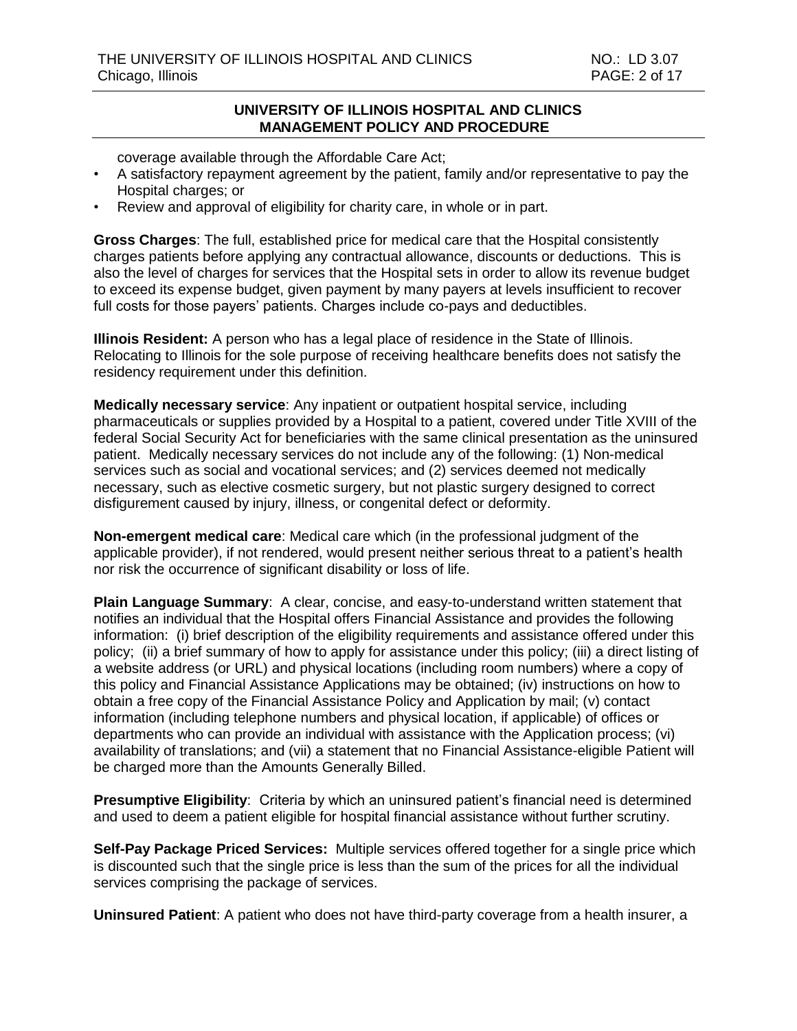coverage available through the Affordable Care Act;

- A satisfactory repayment agreement by the patient, family and/or representative to pay the Hospital charges; or
- Review and approval of eligibility for charity care, in whole or in part.

**Gross Charges**: The full, established price for medical care that the Hospital consistently charges patients before applying any contractual allowance, discounts or deductions. This is also the level of charges for services that the Hospital sets in order to allow its revenue budget to exceed its expense budget, given payment by many payers at levels insufficient to recover full costs for those payers' patients. Charges include co-pays and deductibles.

**Illinois Resident:** A person who has a legal place of residence in the State of Illinois. Relocating to Illinois for the sole purpose of receiving healthcare benefits does not satisfy the residency requirement under this definition.

**Medically necessary service**: Any inpatient or outpatient hospital service, including pharmaceuticals or supplies provided by a Hospital to a patient, covered under Title XVIII of the federal Social Security Act for beneficiaries with the same clinical presentation as the uninsured patient. Medically necessary services do not include any of the following: (1) Non-medical services such as social and vocational services; and (2) services deemed not medically necessary, such as elective cosmetic surgery, but not plastic surgery designed to correct disfigurement caused by injury, illness, or congenital defect or deformity.

**Non-emergent medical care**: Medical care which (in the professional judgment of the applicable provider), if not rendered, would present neither serious threat to a patient's health nor risk the occurrence of significant disability or loss of life.

**Plain Language Summary**: A clear, concise, and easy-to-understand written statement that notifies an individual that the Hospital offers Financial Assistance and provides the following information: (i) brief description of the eligibility requirements and assistance offered under this policy; (ii) a brief summary of how to apply for assistance under this policy; (iii) a direct listing of a website address (or URL) and physical locations (including room numbers) where a copy of this policy and Financial Assistance Applications may be obtained; (iv) instructions on how to obtain a free copy of the Financial Assistance Policy and Application by mail; (v) contact information (including telephone numbers and physical location, if applicable) of offices or departments who can provide an individual with assistance with the Application process; (vi) availability of translations; and (vii) a statement that no Financial Assistance-eligible Patient will be charged more than the Amounts Generally Billed.

**Presumptive Eligibility**: Criteria by which an uninsured patient's financial need is determined and used to deem a patient eligible for hospital financial assistance without further scrutiny.

**Self-Pay Package Priced Services:** Multiple services offered together for a single price which is discounted such that the single price is less than the sum of the prices for all the individual services comprising the package of services.

**Uninsured Patient**: A patient who does not have third-party coverage from a health insurer, a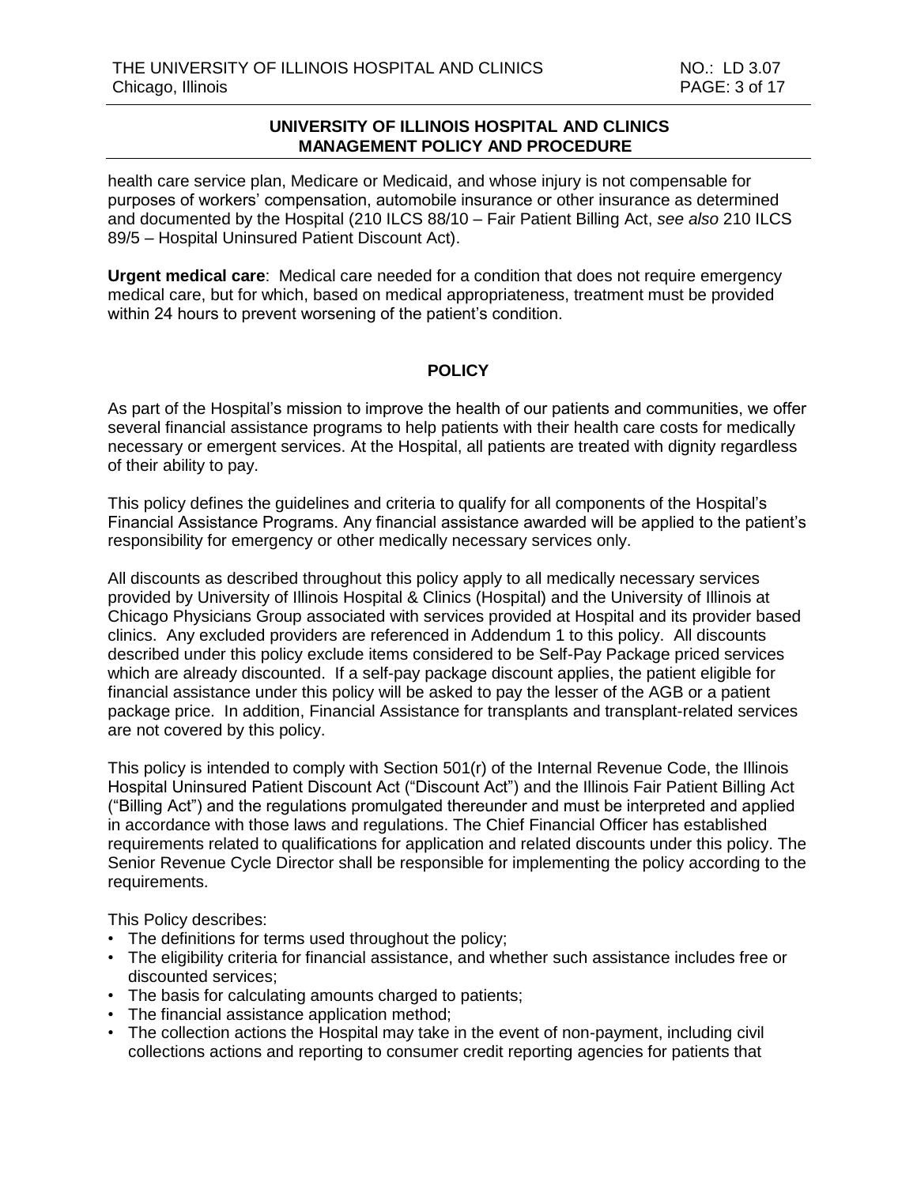health care service plan, Medicare or Medicaid, and whose injury is not compensable for purposes of workers' compensation, automobile insurance or other insurance as determined and documented by the Hospital (210 ILCS 88/10 – Fair Patient Billing Act, *see also* 210 ILCS 89/5 – Hospital Uninsured Patient Discount Act).

**Urgent medical care**: Medical care needed for a condition that does not require emergency medical care, but for which, based on medical appropriateness, treatment must be provided within 24 hours to prevent worsening of the patient's condition.

## POLICY

As part of the Hospital's mission to improve the health of our patients and communities, we offer several financial assistance programs to help patients with their health care costs for medically necessary or emergent services. At the Hospital, all patients are treated with dignity regardless of their ability to pay.

This policy defines the guidelines and criteria to qualify for all components of the Hospital's Financial Assistance Programs. Any financial assistance awarded will be applied to the patient's responsibility for emergency or other medically necessary services only.

All discounts as described throughout this policy apply to all medically necessary services provided by University of Illinois Hospital & Clinics (Hospital) and the University of Illinois at Chicago Physicians Group associated with services provided at Hospital and its provider based clinics. Any excluded providers are referenced in Addendum 1 to this policy. All discounts described under this policy exclude items considered to be Self-Pay Package priced services which are already discounted. If a self-pay package discount applies, the patient eligible for financial assistance under this policy will be asked to pay the lesser of the AGB or a patient package price. In addition, Financial Assistance for transplants and transplant-related services are not covered by this policy.

This policy is intended to comply with Section 501(r) of the Internal Revenue Code, the Illinois Hospital Uninsured Patient Discount Act ("Discount Act") and the Illinois Fair Patient Billing Act ("Billing Act") and the regulations promulgated thereunder and must be interpreted and applied in accordance with those laws and regulations. The Chief Financial Officer has established requirements related to qualifications for application and related discounts under this policy. The Senior Revenue Cycle Director shall be responsible for implementing the policy according to the requirements.

This Policy describes:

- The definitions for terms used throughout the policy;
- The eligibility criteria for financial assistance, and whether such assistance includes free or discounted services;
- The basis for calculating amounts charged to patients;
- The financial assistance application method;
- The collection actions the Hospital may take in the event of non-payment, including civil collections actions and reporting to consumer credit reporting agencies for patients that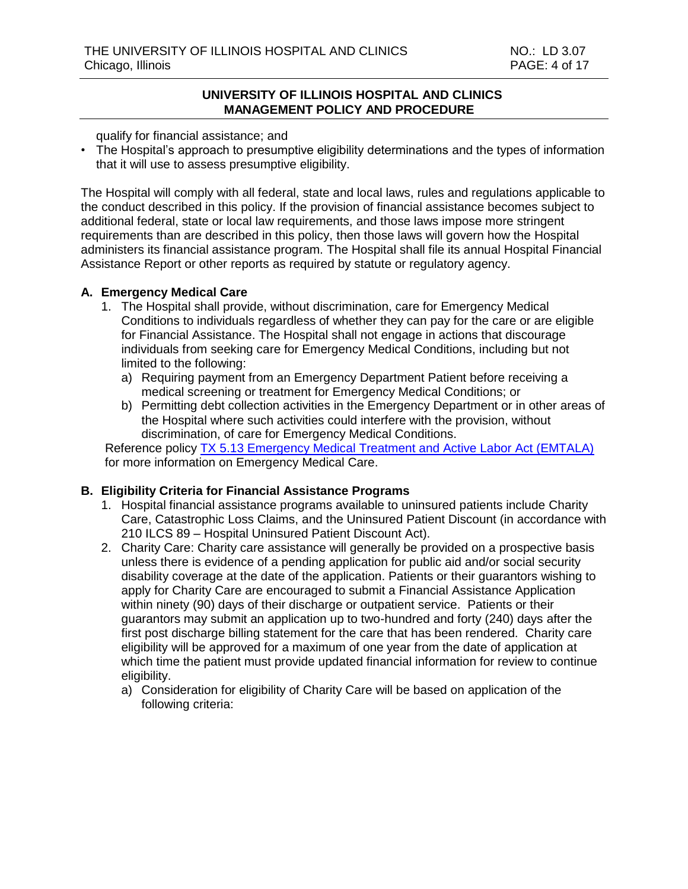qualify for financial assistance; and

- The Hospital's approach to presumptive eligibility determinations and the types of information that it will use to assess presumptive eligibility.

The Hospital will comply with all federal, state and local laws, rules and regulations applicable to the conduct described in this policy. If the provision of financial assistance becomes subject to additional federal, state or local law requirements, and those laws impose more stringent requirements than are described in this policy, then those laws will govern how the Hospital administers its financial assistance program. The Hospital shall file its annual Hospital Financial Assistance Report or other reports as required by statute or regulatory agency.

**A. Emergency Medical Care**

1. The Hospital shall provide, without discrimination, care for Emergency Medical Conditions to individuals regardless of whether they can pay for the care or are eligible for Financial Assistance. The Hospital shall not engage in actions that discourage individuals from seeking care for Emergency Medical Conditions, including but not limited to the following:
   a) Requiring payment from an Emergency Department Patient before receiving a medical screening or treatment for Emergency Medical Conditions; or
   b) Permitting debt collection activities in the Emergency Department or in other areas of the Hospital where such activities could interfere with the provision, without discrimination, of care for Emergency Medical Conditions.

Reference policy TX 5.13 Emergency Medical Treatment and Active Labor Act (EMTALA) for more information on Emergency Medical Care.

**B. Eligibility Criteria for Financial Assistance Programs**

1. Hospital financial assistance programs available to uninsured patients include Charity Care, Catastrophic Loss Claims, and the Uninsured Patient Discount (in accordance with 210 ILCS 89 – Hospital Uninsured Patient Discount Act).
2. Charity Care: Charity care assistance will generally be provided on a prospective basis unless there is evidence of a pending application for public aid and/or social security disability coverage at the date of the application. Patients or their guarantors wishing to apply for Charity Care are encouraged to submit a Financial Assistance Application within ninety (90) days of their discharge or outpatient service. Patients or their guarantors may submit an application up to two-hundred and forty (240) days after the first post discharge billing statement for the care that has been rendered. Charity care eligibility will be approved for a maximum of one year from the date of application at which time the patient must provide updated financial information for review to continue eligibility.
   a) Consideration for eligibility of Charity Care will be based on application of the following criteria: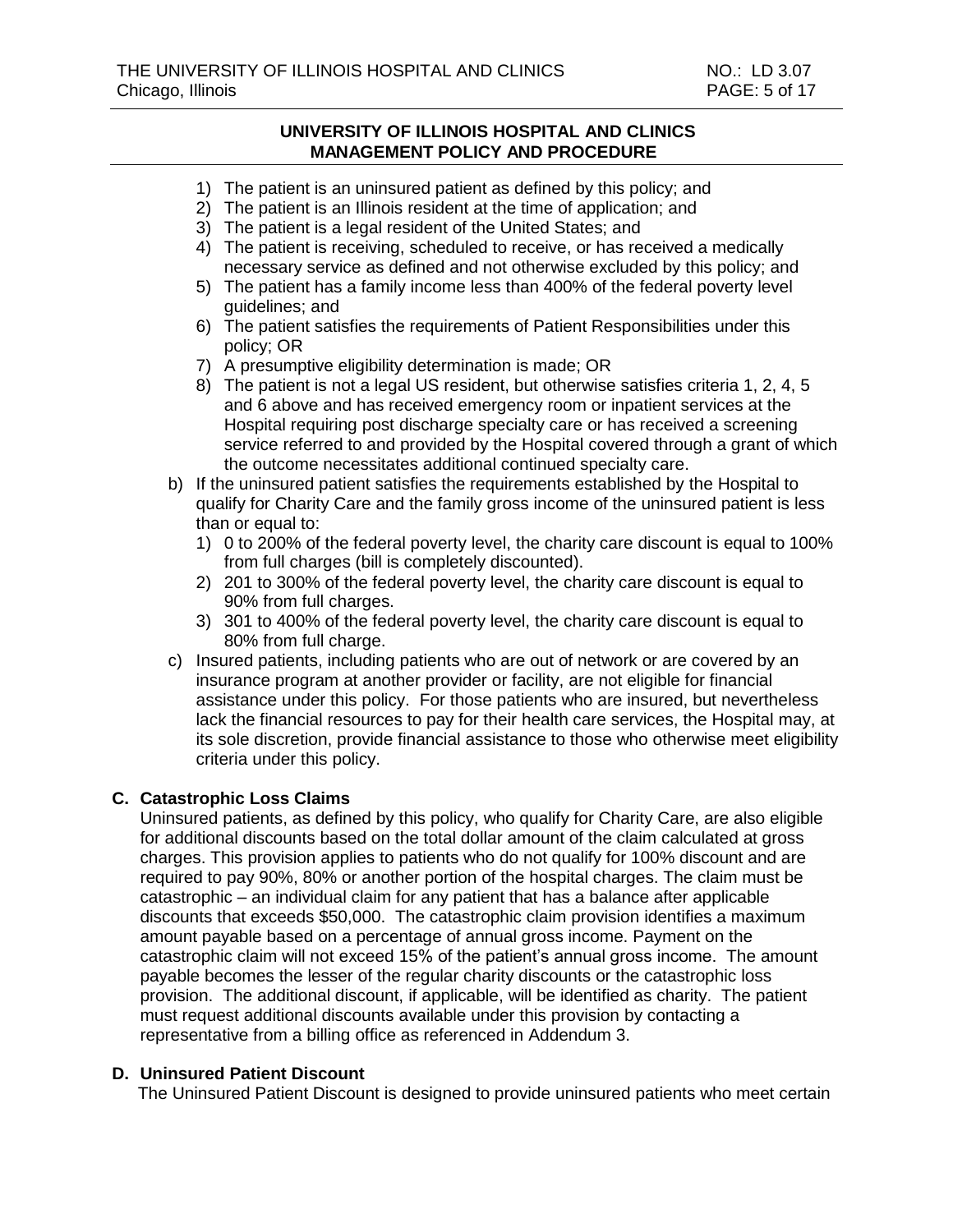1) The patient is an uninsured patient as defined by this policy; and
2) The patient is an Illinois resident at the time of application; and
3) The patient is a legal resident of the United States; and
4) The patient is receiving, scheduled to receive, or has received a medically necessary service as defined and not otherwise excluded by this policy; and
5) The patient has a family income less than 400% of the federal poverty level guidelines; and
6) The patient satisfies the requirements of Patient Responsibilities under this policy; OR
7) A presumptive eligibility determination is made; OR
8) The patient is not a legal US resident, but otherwise satisfies criteria 1, 2, 4, 5 and 6 above and has received emergency room or inpatient services at the Hospital requiring post discharge specialty care or has received a screening service referred to and provided by the Hospital covered through a grant of which the outcome necessitates additional continued specialty care.

b) If the uninsured patient satisfies the requirements established by the Hospital to qualify for Charity Care and the family gross income of the uninsured patient is less than or equal to:
   1) 0 to 200% of the federal poverty level, the charity care discount is equal to 100% from full charges (bill is completely discounted).
   2) 201 to 300% of the federal poverty level, the charity care discount is equal to 90% from full charges.
   3) 301 to 400% of the federal poverty level, the charity care discount is equal to 80% from full charge.

c) Insured patients, including patients who are out of network or are covered by an insurance program at another provider or facility, are not eligible for financial assistance under this policy. For those patients who are insured, but nevertheless lack the financial resources to pay for their health care services, the Hospital may, at its sole discretion, provide financial assistance to those who otherwise meet eligibility criteria under this policy.

### C. Catastrophic Loss Claims

Uninsured patients, as defined by this policy, who qualify for Charity Care, are also eligible for additional discounts based on the total dollar amount of the claim calculated at gross charges. This provision applies to patients who do not qualify for 100% discount and are required to pay 90%, 80% or another portion of the hospital charges. The claim must be catastrophic – an individual claim for any patient that has a balance after applicable discounts that exceeds $50,000. The catastrophic claim provision identifies a maximum amount payable based on a percentage of annual gross income. Payment on the catastrophic claim will not exceed 15% of the patient's annual gross income. The amount payable becomes the lesser of the regular charity discounts or the catastrophic loss provision. The additional discount, if applicable, will be identified as charity. The patient must request additional discounts available under this provision by contacting a representative from a billing office as referenced in Addendum 3.

### D. Uninsured Patient Discount

The Uninsured Patient Discount is designed to provide uninsured patients who meet certain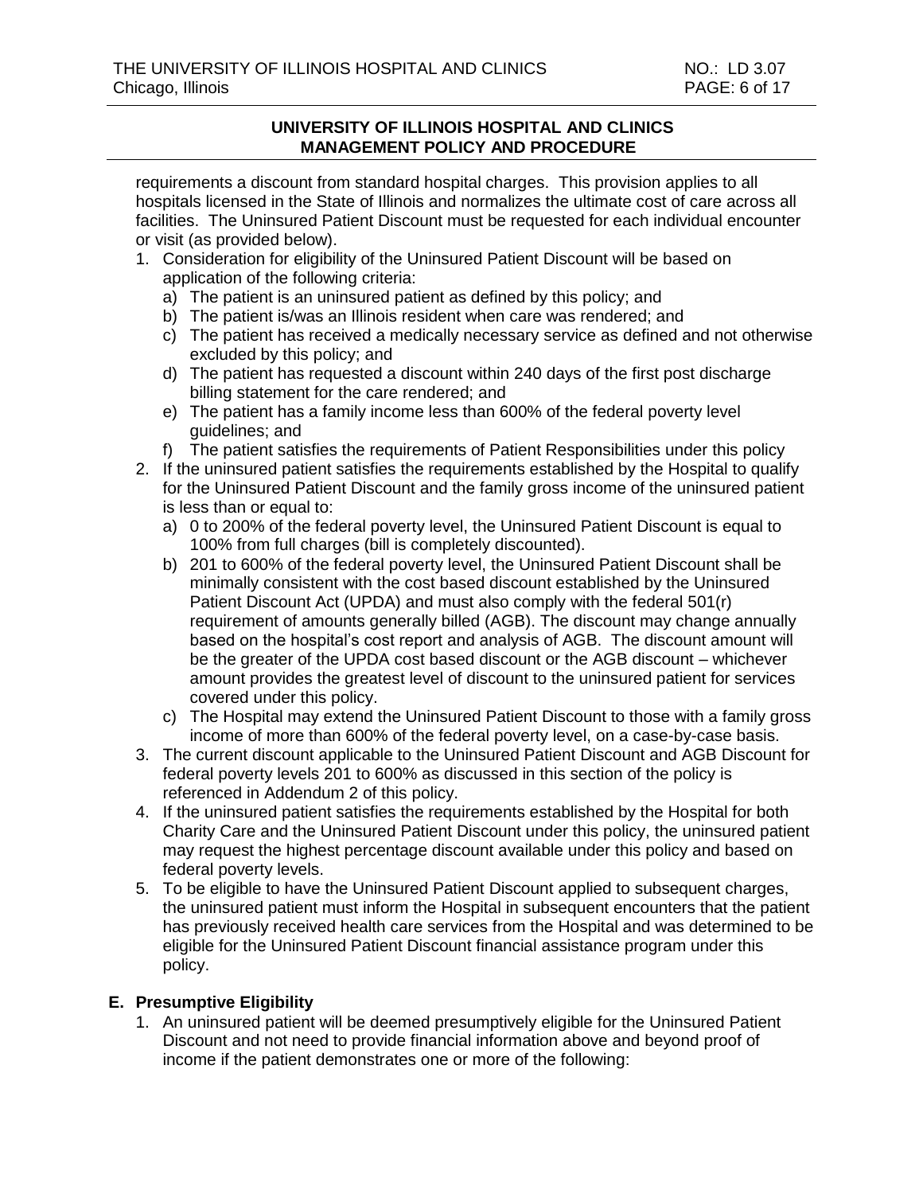requirements a discount from standard hospital charges. This provision applies to all hospitals licensed in the State of Illinois and normalizes the ultimate cost of care across all facilities. The Uninsured Patient Discount must be requested for each individual encounter or visit (as provided below).

1. Consideration for eligibility of the Uninsured Patient Discount will be based on application of the following criteria:
   a) The patient is an uninsured patient as defined by this policy; and
   b) The patient is/was an Illinois resident when care was rendered; and
   c) The patient has received a medically necessary service as defined and not otherwise excluded by this policy; and
   d) The patient has requested a discount within 240 days of the first post discharge billing statement for the care rendered; and
   e) The patient has a family income less than 600% of the federal poverty level guidelines; and
   f) The patient satisfies the requirements of Patient Responsibilities under this policy
2. If the uninsured patient satisfies the requirements established by the Hospital to qualify for the Uninsured Patient Discount and the family gross income of the uninsured patient is less than or equal to:
   a) 0 to 200% of the federal poverty level, the Uninsured Patient Discount is equal to 100% from full charges (bill is completely discounted).
   b) 201 to 600% of the federal poverty level, the Uninsured Patient Discount shall be minimally consistent with the cost based discount established by the Uninsured Patient Discount Act (UPDA) and must also comply with the federal 501(r) requirement of amounts generally billed (AGB). The discount may change annually based on the hospital's cost report and analysis of AGB. The discount amount will be the greater of the UPDA cost based discount or the AGB discount – whichever amount provides the greatest level of discount to the uninsured patient for services covered under this policy.
   c) The Hospital may extend the Uninsured Patient Discount to those with a family gross income of more than 600% of the federal poverty level, on a case-by-case basis.
3. The current discount applicable to the Uninsured Patient Discount and AGB Discount for federal poverty levels 201 to 600% as discussed in this section of the policy is referenced in Addendum 2 of this policy.
4. If the uninsured patient satisfies the requirements established by the Hospital for both Charity Care and the Uninsured Patient Discount under this policy, the uninsured patient may request the highest percentage discount available under this policy and based on federal poverty levels.
5. To be eligible to have the Uninsured Patient Discount applied to subsequent charges, the uninsured patient must inform the Hospital in subsequent encounters that the patient has previously received health care services from the Hospital and was determined to be eligible for the Uninsured Patient Discount financial assistance program under this policy.

**E. Presumptive Eligibility**

1. An uninsured patient will be deemed presumptively eligible for the Uninsured Patient Discount and not need to provide financial information above and beyond proof of income if the patient demonstrates one or more of the following: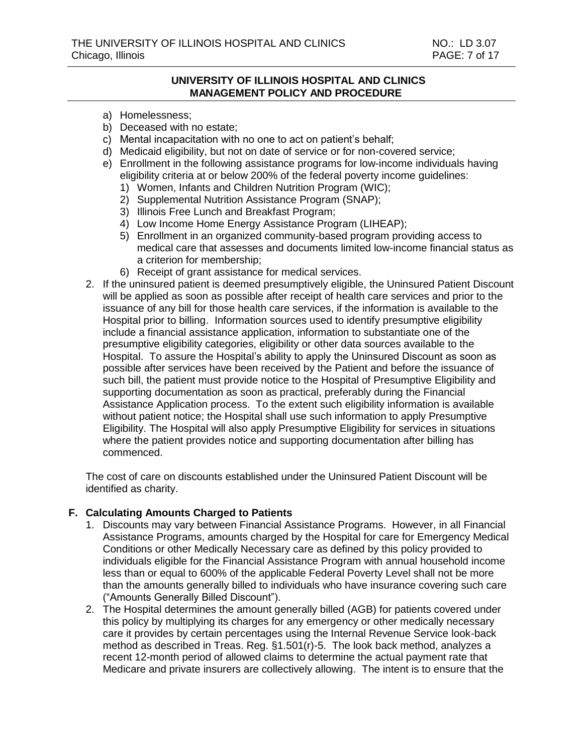a) Homelessness;
b) Deceased with no estate;
c) Mental incapacitation with no one to act on patient's behalf;
d) Medicaid eligibility, but not on date of service or for non-covered service;
e) Enrollment in the following assistance programs for low-income individuals having eligibility criteria at or below 200% of the federal poverty income guidelines:
    1) Women, Infants and Children Nutrition Program (WIC);
    2) Supplemental Nutrition Assistance Program (SNAP);
    3) Illinois Free Lunch and Breakfast Program;
    4) Low Income Home Energy Assistance Program (LIHEAP);
    5) Enrollment in an organized community-based program providing access to medical care that assesses and documents limited low-income financial status as a criterion for membership;
    6) Receipt of grant assistance for medical services.

2. If the uninsured patient is deemed presumptively eligible, the Uninsured Patient Discount will be applied as soon as possible after receipt of health care services and prior to the issuance of any bill for those health care services, if the information is available to the Hospital prior to billing. Information sources used to identify presumptive eligibility include a financial assistance application, information to substantiate one of the presumptive eligibility categories, eligibility or other data sources available to the Hospital. To assure the Hospital's ability to apply the Uninsured Discount as soon as possible after services have been received by the Patient and before the issuance of such bill, the patient must provide notice to the Hospital of Presumptive Eligibility and supporting documentation as soon as practical, preferably during the Financial Assistance Application process. To the extent such eligibility information is available without patient notice; the Hospital shall use such information to apply Presumptive Eligibility. The Hospital will also apply Presumptive Eligibility for services in situations where the patient provides notice and supporting documentation after billing has commenced.

The cost of care on discounts established under the Uninsured Patient Discount will be identified as charity.

### F. Calculating Amounts Charged to Patients

1. Discounts may vary between Financial Assistance Programs. However, in all Financial Assistance Programs, amounts charged by the Hospital for care for Emergency Medical Conditions or other Medically Necessary care as defined by this policy provided to individuals eligible for the Financial Assistance Program with annual household income less than or equal to 600% of the applicable Federal Poverty Level shall not be more than the amounts generally billed to individuals who have insurance covering such care ("Amounts Generally Billed Discount").
2. The Hospital determines the amount generally billed (AGB) for patients covered under this policy by multiplying its charges for any emergency or other medically necessary care it provides by certain percentages using the Internal Revenue Service look-back method as described in Treas. Reg. §1.501(r)-5. The look back method, analyzes a recent 12-month period of allowed claims to determine the actual payment rate that Medicare and private insurers are collectively allowing. The intent is to ensure that the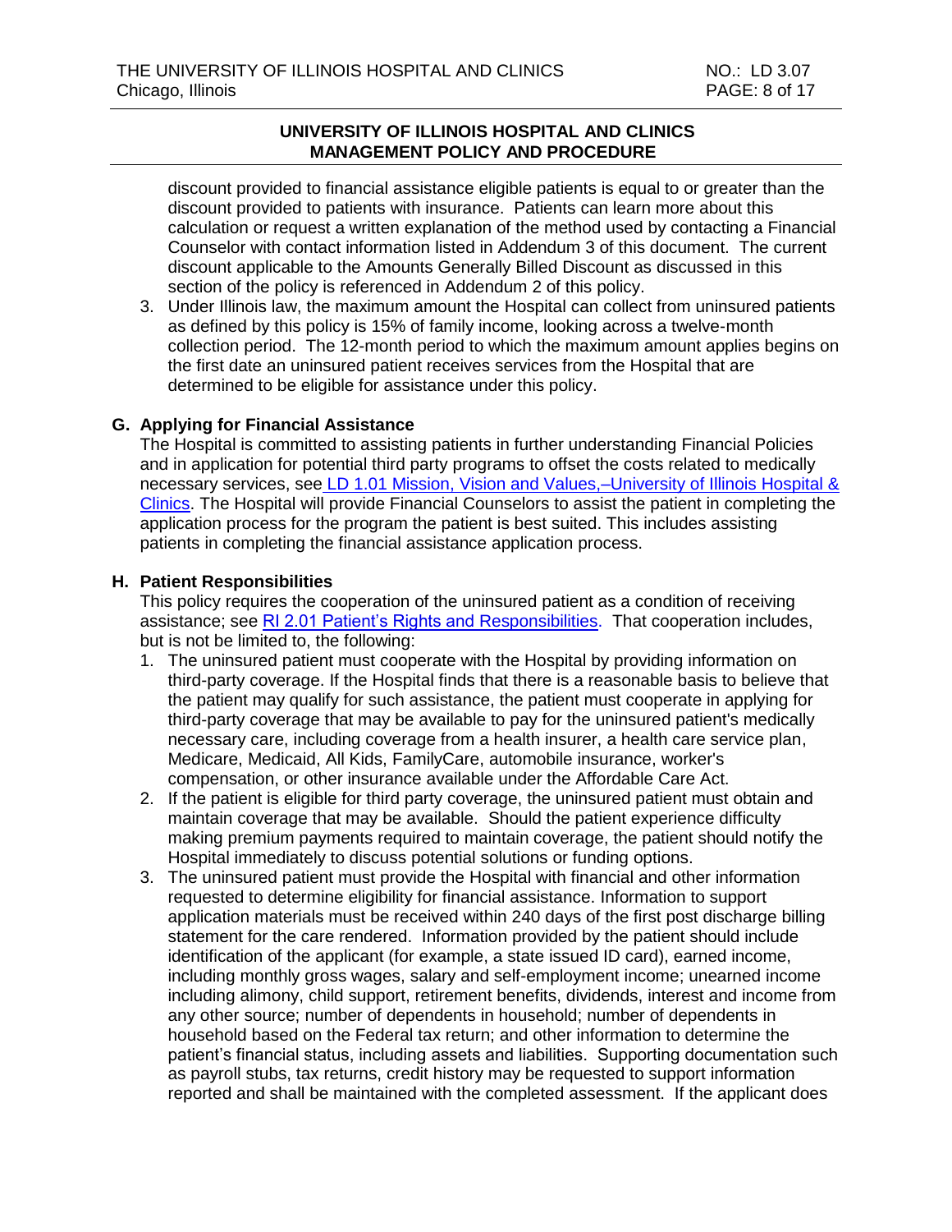discount provided to financial assistance eligible patients is equal to or greater than the discount provided to patients with insurance. Patients can learn more about this calculation or request a written explanation of the method used by contacting a Financial Counselor with contact information listed in Addendum 3 of this document. The current discount applicable to the Amounts Generally Billed Discount as discussed in this section of the policy is referenced in Addendum 2 of this policy.

3. Under Illinois law, the maximum amount the Hospital can collect from uninsured patients as defined by this policy is 15% of family income, looking across a twelve-month collection period. The 12-month period to which the maximum amount applies begins on the first date an uninsured patient receives services from the Hospital that are determined to be eligible for assistance under this policy.

### G. Applying for Financial Assistance

The Hospital is committed to assisting patients in further understanding Financial Policies and in application for potential third party programs to offset the costs related to medically necessary services, see LD 1.01 Mission, Vision and Values,–University of Illinois Hospital & Clinics. The Hospital will provide Financial Counselors to assist the patient in completing the application process for the program the patient is best suited. This includes assisting patients in completing the financial assistance application process.

### H. Patient Responsibilities

This policy requires the cooperation of the uninsured patient as a condition of receiving assistance; see RI 2.01 Patient's Rights and Responsibilities. That cooperation includes, but is not be limited to, the following:

1. The uninsured patient must cooperate with the Hospital by providing information on third-party coverage. If the Hospital finds that there is a reasonable basis to believe that the patient may qualify for such assistance, the patient must cooperate in applying for third-party coverage that may be available to pay for the uninsured patient's medically necessary care, including coverage from a health insurer, a health care service plan, Medicare, Medicaid, All Kids, FamilyCare, automobile insurance, worker's compensation, or other insurance available under the Affordable Care Act.
2. If the patient is eligible for third party coverage, the uninsured patient must obtain and maintain coverage that may be available. Should the patient experience difficulty making premium payments required to maintain coverage, the patient should notify the Hospital immediately to discuss potential solutions or funding options.
3. The uninsured patient must provide the Hospital with financial and other information requested to determine eligibility for financial assistance. Information to support application materials must be received within 240 days of the first post discharge billing statement for the care rendered. Information provided by the patient should include identification of the applicant (for example, a state issued ID card), earned income, including monthly gross wages, salary and self-employment income; unearned income including alimony, child support, retirement benefits, dividends, interest and income from any other source; number of dependents in household; number of dependents in household based on the Federal tax return; and other information to determine the patient's financial status, including assets and liabilities. Supporting documentation such as payroll stubs, tax returns, credit history may be requested to support information reported and shall be maintained with the completed assessment. If the applicant does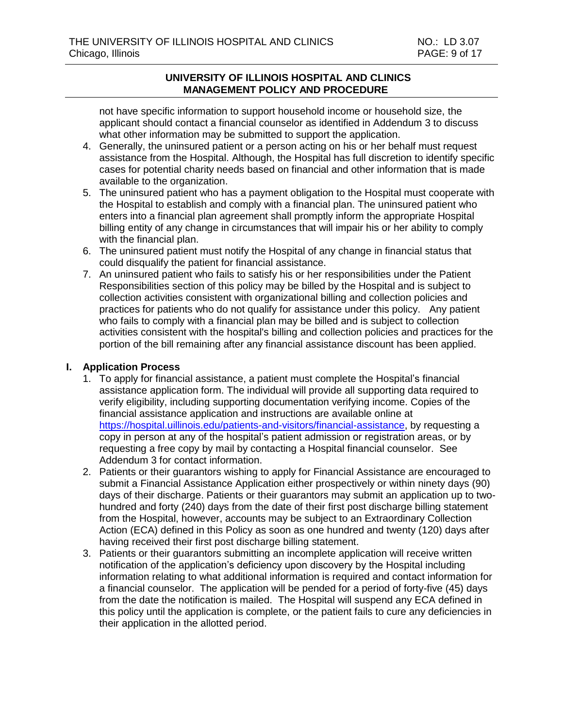not have specific information to support household income or household size, the applicant should contact a financial counselor as identified in Addendum 3 to discuss what other information may be submitted to support the application.

4. Generally, the uninsured patient or a person acting on his or her behalf must request assistance from the Hospital. Although, the Hospital has full discretion to identify specific cases for potential charity needs based on financial and other information that is made available to the organization.
5. The uninsured patient who has a payment obligation to the Hospital must cooperate with the Hospital to establish and comply with a financial plan. The uninsured patient who enters into a financial plan agreement shall promptly inform the appropriate Hospital billing entity of any change in circumstances that will impair his or her ability to comply with the financial plan.
6. The uninsured patient must notify the Hospital of any change in financial status that could disqualify the patient for financial assistance.
7. An uninsured patient who fails to satisfy his or her responsibilities under the Patient Responsibilities section of this policy may be billed by the Hospital and is subject to collection activities consistent with organizational billing and collection policies and practices for patients who do not qualify for assistance under this policy. Any patient who fails to comply with a financial plan may be billed and is subject to collection activities consistent with the hospital's billing and collection policies and practices for the portion of the bill remaining after any financial assistance discount has been applied.

## I. Application Process

1. To apply for financial assistance, a patient must complete the Hospital's financial assistance application form. The individual will provide all supporting data required to verify eligibility, including supporting documentation verifying income. Copies of the financial assistance application and instructions are available online at [https://hospital.uillinois.edu/patients-and-visitors/financial-assistance](https://hospital.uillinois.edu/patients-and-visitors/financial-assistance), by requesting a copy in person at any of the hospital's patient admission or registration areas, or by requesting a free copy by mail by contacting a Hospital financial counselor. See Addendum 3 for contact information.
2. Patients or their guarantors wishing to apply for Financial Assistance are encouraged to submit a Financial Assistance Application either prospectively or within ninety days (90) days of their discharge. Patients or their guarantors may submit an application up to two-hundred and forty (240) days from the date of their first post discharge billing statement from the Hospital, however, accounts may be subject to an Extraordinary Collection Action (ECA) defined in this Policy as soon as one hundred and twenty (120) days after having received their first post discharge billing statement.
3. Patients or their guarantors submitting an incomplete application will receive written notification of the application's deficiency upon discovery by the Hospital including information relating to what additional information is required and contact information for a financial counselor. The application will be pended for a period of forty-five (45) days from the date the notification is mailed. The Hospital will suspend any ECA defined in this policy until the application is complete, or the patient fails to cure any deficiencies in their application in the allotted period.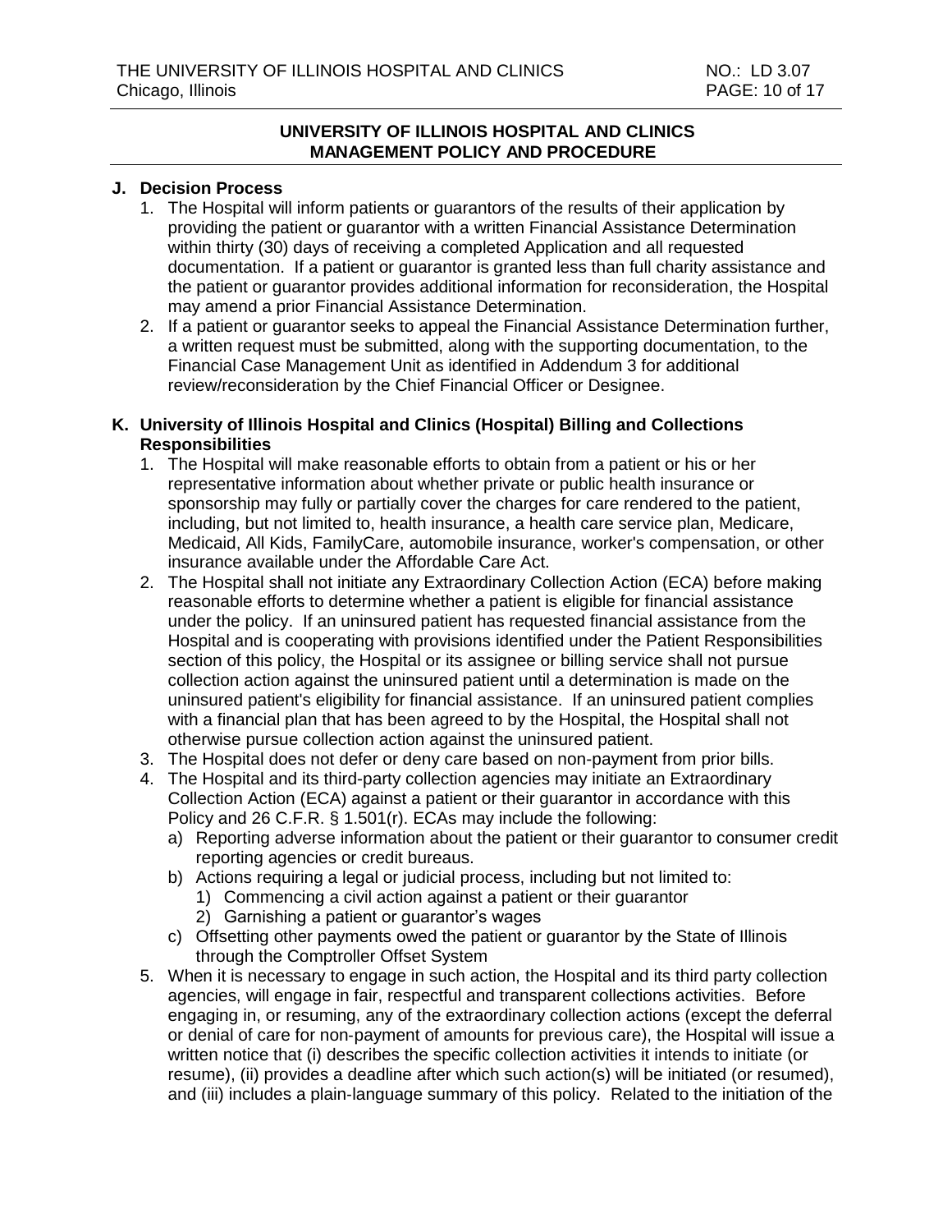## J. Decision Process

1. The Hospital will inform patients or guarantors of the results of their application by providing the patient or guarantor with a written Financial Assistance Determination within thirty (30) days of receiving a completed Application and all requested documentation. If a patient or guarantor is granted less than full charity assistance and the patient or guarantor provides additional information for reconsideration, the Hospital may amend a prior Financial Assistance Determination.
2. If a patient or guarantor seeks to appeal the Financial Assistance Determination further, a written request must be submitted, along with the supporting documentation, to the Financial Case Management Unit as identified in Addendum 3 for additional review/reconsideration by the Chief Financial Officer or Designee.

## K. University of Illinois Hospital and Clinics (Hospital) Billing and Collections Responsibilities

1. The Hospital will make reasonable efforts to obtain from a patient or his or her representative information about whether private or public health insurance or sponsorship may fully or partially cover the charges for care rendered to the patient, including, but not limited to, health insurance, a health care service plan, Medicare, Medicaid, All Kids, FamilyCare, automobile insurance, worker's compensation, or other insurance available under the Affordable Care Act.
2. The Hospital shall not initiate any Extraordinary Collection Action (ECA) before making reasonable efforts to determine whether a patient is eligible for financial assistance under the policy. If an uninsured patient has requested financial assistance from the Hospital and is cooperating with provisions identified under the Patient Responsibilities section of this policy, the Hospital or its assignee or billing service shall not pursue collection action against the uninsured patient until a determination is made on the uninsured patient's eligibility for financial assistance. If an uninsured patient complies with a financial plan that has been agreed to by the Hospital, the Hospital shall not otherwise pursue collection action against the uninsured patient.
3. The Hospital does not defer or deny care based on non-payment from prior bills.
4. The Hospital and its third-party collection agencies may initiate an Extraordinary Collection Action (ECA) against a patient or their guarantor in accordance with this Policy and 26 C.F.R. § 1.501(r). ECAs may include the following:
   a) Reporting adverse information about the patient or their guarantor to consumer credit reporting agencies or credit bureaus.
   b) Actions requiring a legal or judicial process, including but not limited to:
      1) Commencing a civil action against a patient or their guarantor
      2) Garnishing a patient or guarantor's wages
   c) Offsetting other payments owed the patient or guarantor by the State of Illinois through the Comptroller Offset System
5. When it is necessary to engage in such action, the Hospital and its third party collection agencies, will engage in fair, respectful and transparent collections activities. Before engaging in, or resuming, any of the extraordinary collection actions (except the deferral or denial of care for non-payment of amounts for previous care), the Hospital will issue a written notice that (i) describes the specific collection activities it intends to initiate (or resume), (ii) provides a deadline after which such action(s) will be initiated (or resumed), and (iii) includes a plain-language summary of this policy. Related to the initiation of the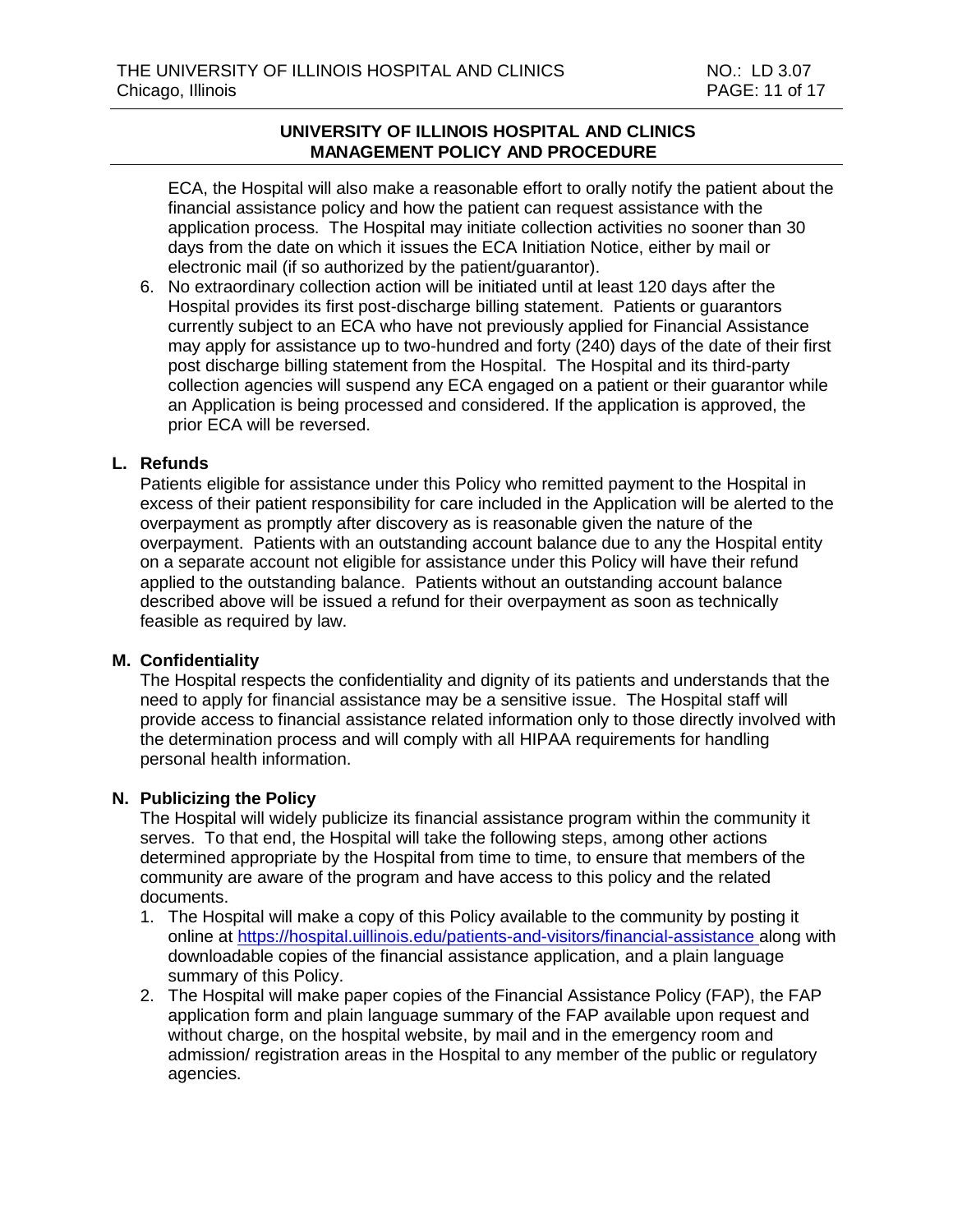ECA, the Hospital will also make a reasonable effort to orally notify the patient about the financial assistance policy and how the patient can request assistance with the application process. The Hospital may initiate collection activities no sooner than 30 days from the date on which it issues the ECA Initiation Notice, either by mail or electronic mail (if so authorized by the patient/guarantor).

6. No extraordinary collection action will be initiated until at least 120 days after the Hospital provides its first post-discharge billing statement. Patients or guarantors currently subject to an ECA who have not previously applied for Financial Assistance may apply for assistance up to two-hundred and forty (240) days of the date of their first post discharge billing statement from the Hospital. The Hospital and its third-party collection agencies will suspend any ECA engaged on a patient or their guarantor while an Application is being processed and considered. If the application is approved, the prior ECA will be reversed.

## L. Refunds

Patients eligible for assistance under this Policy who remitted payment to the Hospital in excess of their patient responsibility for care included in the Application will be alerted to the overpayment as promptly after discovery as is reasonable given the nature of the overpayment. Patients with an outstanding account balance due to any the Hospital entity on a separate account not eligible for assistance under this Policy will have their refund applied to the outstanding balance. Patients without an outstanding account balance described above will be issued a refund for their overpayment as soon as technically feasible as required by law.

## M. Confidentiality

The Hospital respects the confidentiality and dignity of its patients and understands that the need to apply for financial assistance may be a sensitive issue. The Hospital staff will provide access to financial assistance related information only to those directly involved with the determination process and will comply with all HIPAA requirements for handling personal health information.

## N. Publicizing the Policy

The Hospital will widely publicize its financial assistance program within the community it serves. To that end, the Hospital will take the following steps, among other actions determined appropriate by the Hospital from time to time, to ensure that members of the community are aware of the program and have access to this policy and the related documents.

1. The Hospital will make a copy of this Policy available to the community by posting it online at https://hospital.uillinois.edu/patients-and-visitors/financial-assistance along with downloadable copies of the financial assistance application, and a plain language summary of this Policy.
2. The Hospital will make paper copies of the Financial Assistance Policy (FAP), the FAP application form and plain language summary of the FAP available upon request and without charge, on the hospital website, by mail and in the emergency room and admission/ registration areas in the Hospital to any member of the public or regulatory agencies.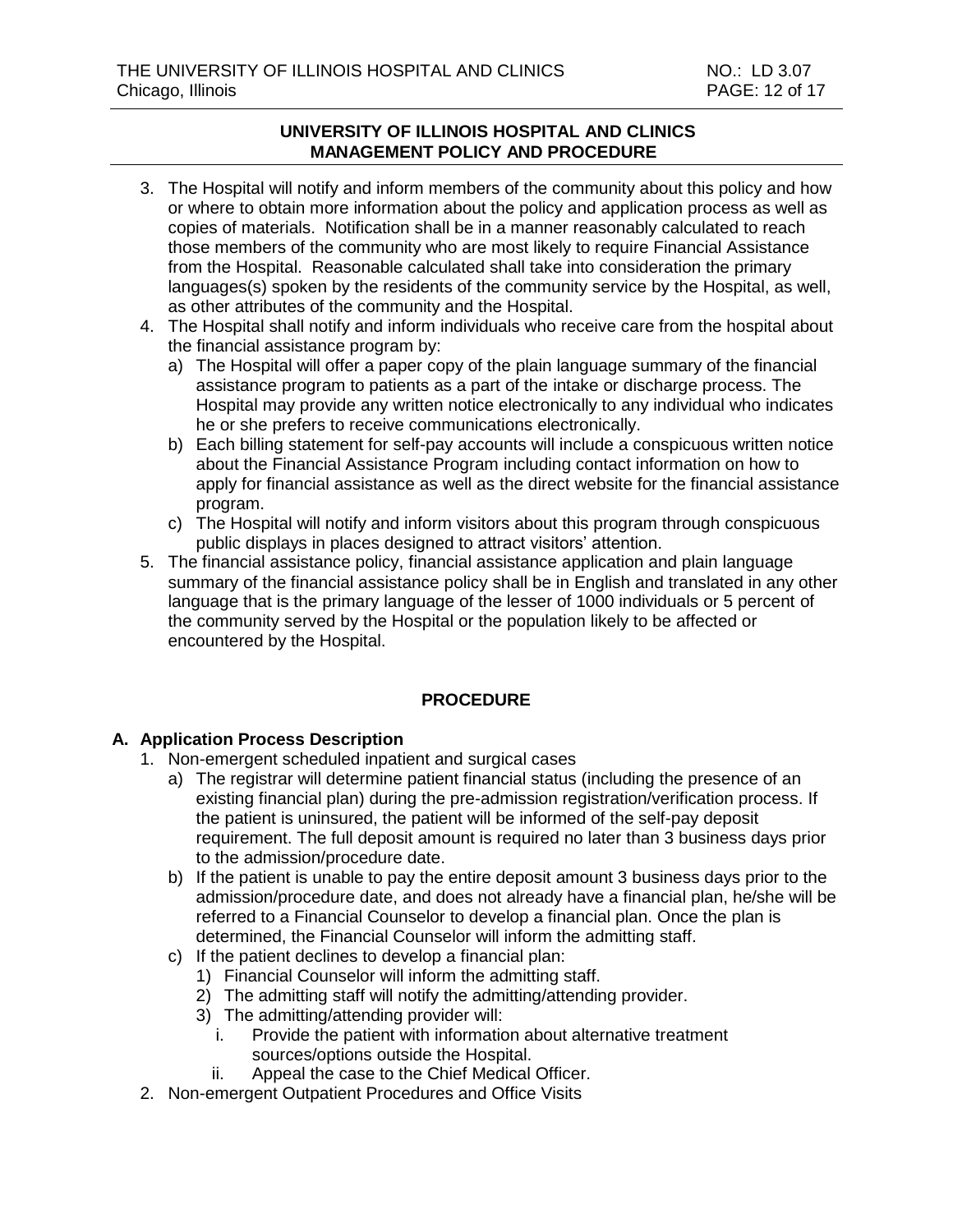3. The Hospital will notify and inform members of the community about this policy and how or where to obtain more information about the policy and application process as well as copies of materials. Notification shall be in a manner reasonably calculated to reach those members of the community who are most likely to require Financial Assistance from the Hospital. Reasonable calculated shall take into consideration the primary languages(s) spoken by the residents of the community service by the Hospital, as well, as other attributes of the community and the Hospital.
4. The Hospital shall notify and inform individuals who receive care from the hospital about the financial assistance program by:
   a) The Hospital will offer a paper copy of the plain language summary of the financial assistance program to patients as a part of the intake or discharge process. The Hospital may provide any written notice electronically to any individual who indicates he or she prefers to receive communications electronically.
   b) Each billing statement for self-pay accounts will include a conspicuous written notice about the Financial Assistance Program including contact information on how to apply for financial assistance as well as the direct website for the financial assistance program.
   c) The Hospital will notify and inform visitors about this program through conspicuous public displays in places designed to attract visitors' attention.
5. The financial assistance policy, financial assistance application and plain language summary of the financial assistance policy shall be in English and translated in any other language that is the primary language of the lesser of 1000 individuals or 5 percent of the community served by the Hospital or the population likely to be affected or encountered by the Hospital.

## PROCEDURE

### A. Application Process Description

1. Non-emergent scheduled inpatient and surgical cases
   a) The registrar will determine patient financial status (including the presence of an existing financial plan) during the pre-admission registration/verification process. If the patient is uninsured, the patient will be informed of the self-pay deposit requirement. The full deposit amount is required no later than 3 business days prior to the admission/procedure date.
   b) If the patient is unable to pay the entire deposit amount 3 business days prior to the admission/procedure date, and does not already have a financial plan, he/she will be referred to a Financial Counselor to develop a financial plan. Once the plan is determined, the Financial Counselor will inform the admitting staff.
   c) If the patient declines to develop a financial plan:
      1) Financial Counselor will inform the admitting staff.
      2) The admitting staff will notify the admitting/attending provider.
      3) The admitting/attending provider will:
         i. Provide the patient with information about alternative treatment sources/options outside the Hospital.
         ii. Appeal the case to the Chief Medical Officer.
2. Non-emergent Outpatient Procedures and Office Visits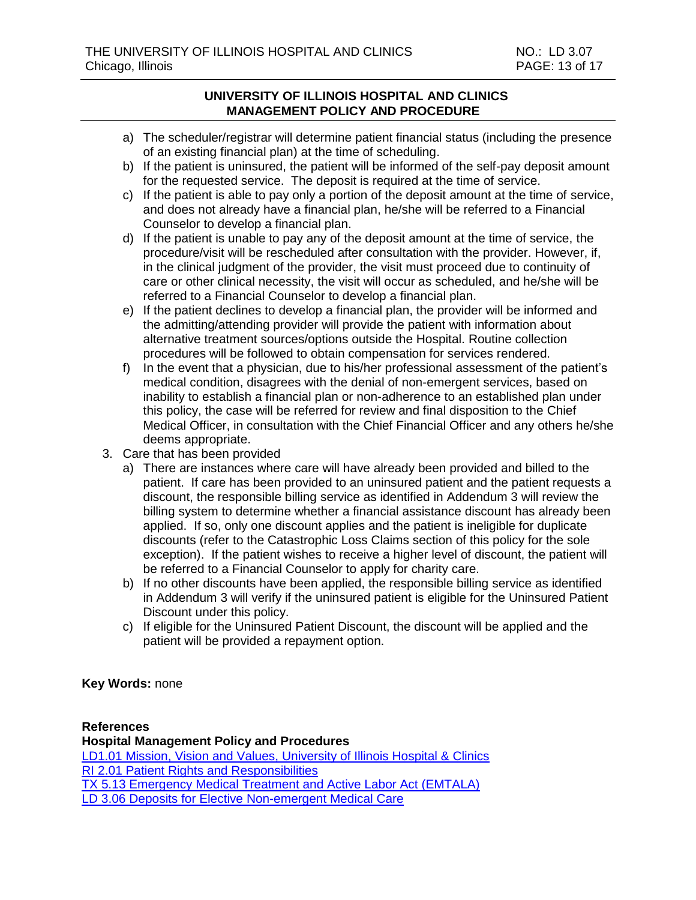a) The scheduler/registrar will determine patient financial status (including the presence of an existing financial plan) at the time of scheduling.
b) If the patient is uninsured, the patient will be informed of the self-pay deposit amount for the requested service. The deposit is required at the time of service.
c) If the patient is able to pay only a portion of the deposit amount at the time of service, and does not already have a financial plan, he/she will be referred to a Financial Counselor to develop a financial plan.
d) If the patient is unable to pay any of the deposit amount at the time of service, the procedure/visit will be rescheduled after consultation with the provider. However, if, in the clinical judgment of the provider, the visit must proceed due to continuity of care or other clinical necessity, the visit will occur as scheduled, and he/she will be referred to a Financial Counselor to develop a financial plan.
e) If the patient declines to develop a financial plan, the provider will be informed and the admitting/attending provider will provide the patient with information about alternative treatment sources/options outside the Hospital. Routine collection procedures will be followed to obtain compensation for services rendered.
f) In the event that a physician, due to his/her professional assessment of the patient's medical condition, disagrees with the denial of non-emergent services, based on inability to establish a financial plan or non-adherence to an established plan under this policy, the case will be referred for review and final disposition to the Chief Medical Officer, in consultation with the Chief Financial Officer and any others he/she deems appropriate.

3. Care that has been provided
   a) There are instances where care will have already been provided and billed to the patient. If care has been provided to an uninsured patient and the patient requests a discount, the responsible billing service as identified in Addendum 3 will review the billing system to determine whether a financial assistance discount has already been applied. If so, only one discount applies and the patient is ineligible for duplicate discounts (refer to the Catastrophic Loss Claims section of this policy for the sole exception). If the patient wishes to receive a higher level of discount, the patient will be referred to a Financial Counselor to apply for charity care.
   b) If no other discounts have been applied, the responsible billing service as identified in Addendum 3 will verify if the uninsured patient is eligible for the Uninsured Patient Discount under this policy.
   c) If eligible for the Uninsured Patient Discount, the discount will be applied and the patient will be provided a repayment option.

**Key Words:** none

**References**

**Hospital Management Policy and Procedures**

LD1.01 Mission, Vision and Values, University of Illinois Hospital & Clinics
RI 2.01 Patient Rights and Responsibilities
TX 5.13 Emergency Medical Treatment and Active Labor Act (EMTALA)
LD 3.06 Deposits for Elective Non-emergent Medical Care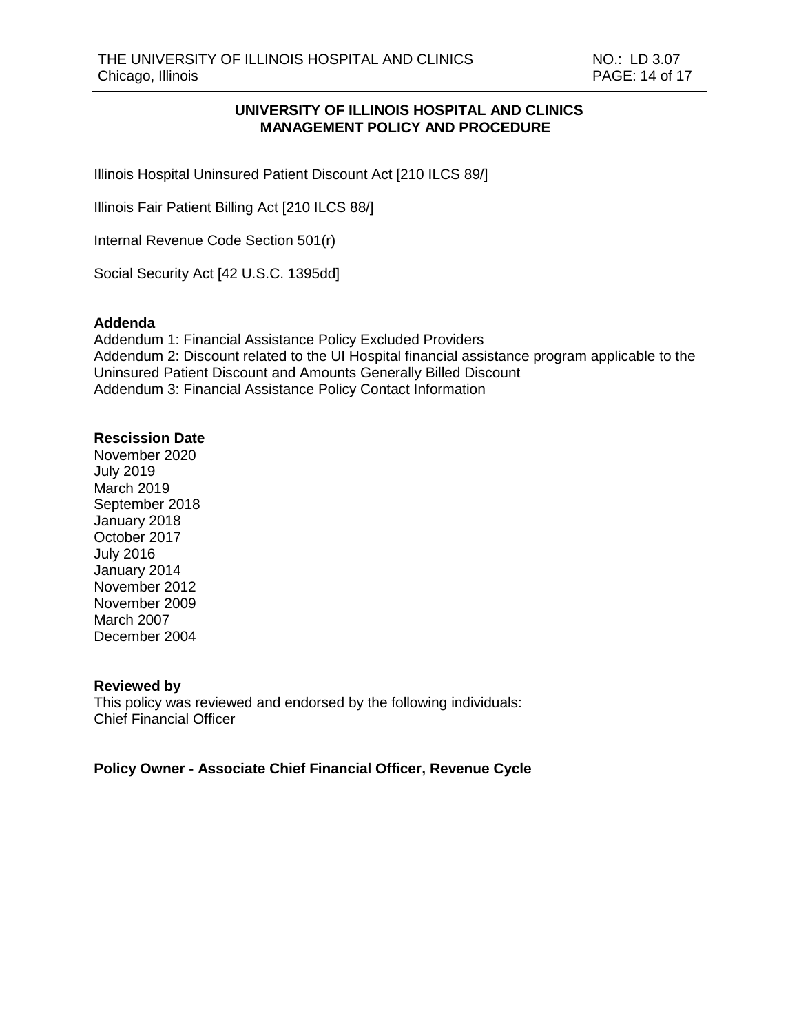Illinois Hospital Uninsured Patient Discount Act [210 ILCS 89/]

Illinois Fair Patient Billing Act [210 ILCS 88/]

Internal Revenue Code Section 501(r)

Social Security Act [42 U.S.C. 1395dd]

**Addenda**

Addendum 1: Financial Assistance Policy Excluded Providers
Addendum 2: Discount related to the UI Hospital financial assistance program applicable to the Uninsured Patient Discount and Amounts Generally Billed Discount
Addendum 3: Financial Assistance Policy Contact Information

**Rescission Date**

November 2020
July 2019
March 2019
September 2018
January 2018
October 2017
July 2016
January 2014
November 2012
November 2009
March 2007
December 2004

**Reviewed by**

This policy was reviewed and endorsed by the following individuals:
Chief Financial Officer

**Policy Owner - Associate Chief Financial Officer, Revenue Cycle**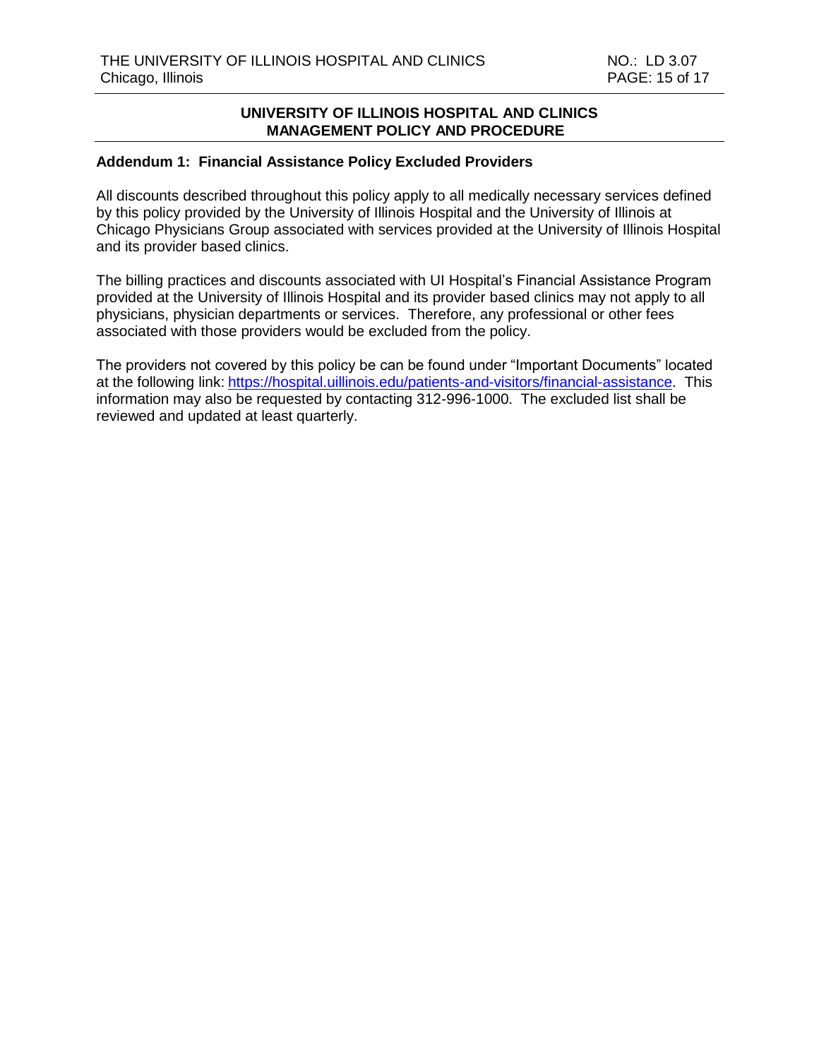## UNIVERSITY OF ILLINOIS HOSPITAL AND CLINICS MANAGEMENT POLICY AND PROCEDURE

**Addendum 1: Financial Assistance Policy Excluded Providers**

All discounts described throughout this policy apply to all medically necessary services defined by this policy provided by the University of Illinois Hospital and the University of Illinois at Chicago Physicians Group associated with services provided at the University of Illinois Hospital and its provider based clinics.

The billing practices and discounts associated with UI Hospital's Financial Assistance Program provided at the University of Illinois Hospital and its provider based clinics may not apply to all physicians, physician departments or services. Therefore, any professional or other fees associated with those providers would be excluded from the policy.

The providers not covered by this policy be can be found under "Important Documents" located at the following link: [https://hospital.uillinois.edu/patients-and-visitors/financial-assistance](https://hospital.uillinois.edu/patients-and-visitors/financial-assistance). This information may also be requested by contacting 312-996-1000. The excluded list shall be reviewed and updated at least quarterly.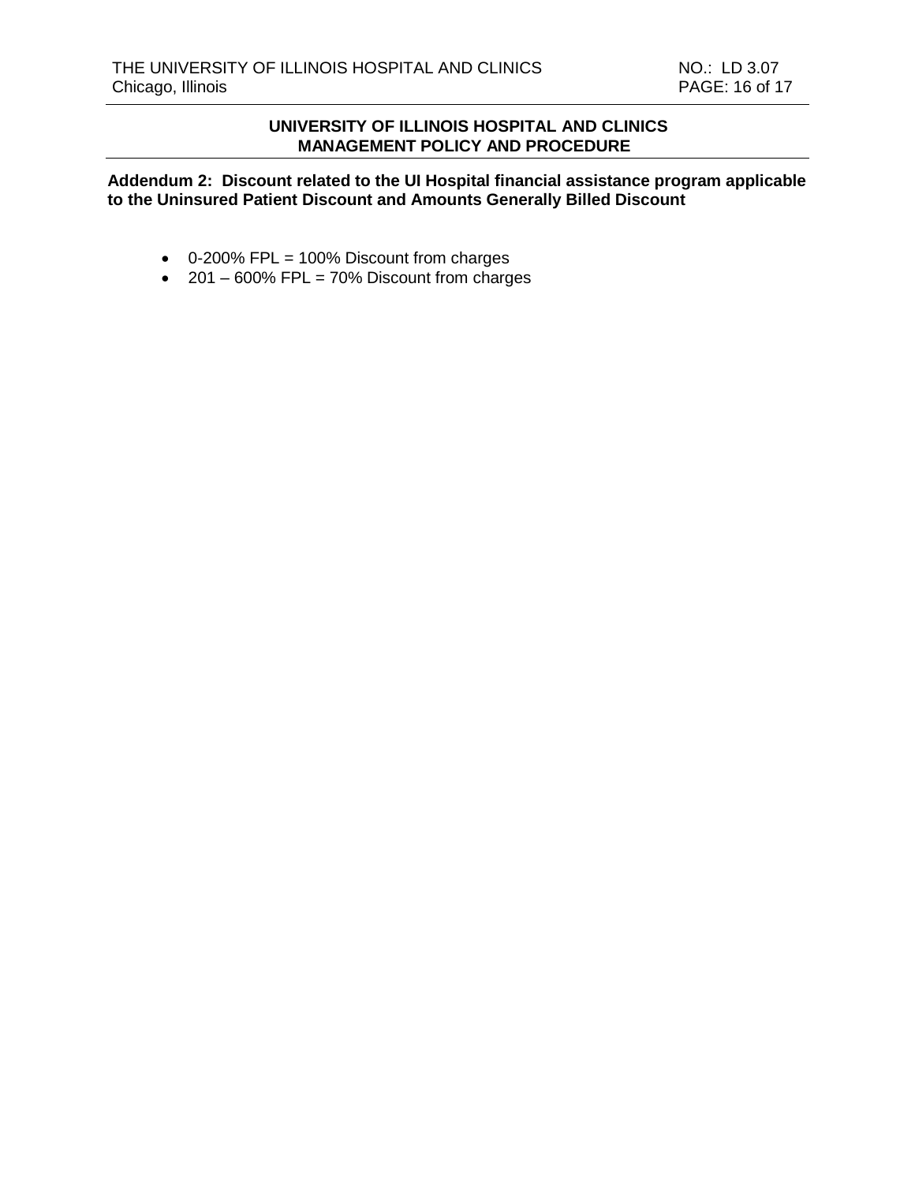## UNIVERSITY OF ILLINOIS HOSPITAL AND CLINICS MANAGEMENT POLICY AND PROCEDURE

**Addendum 2: Discount related to the UI Hospital financial assistance program applicable to the Uninsured Patient Discount and Amounts Generally Billed Discount**

- 0-200% FPL = 100% Discount from charges
- 201 – 600% FPL = 70% Discount from charges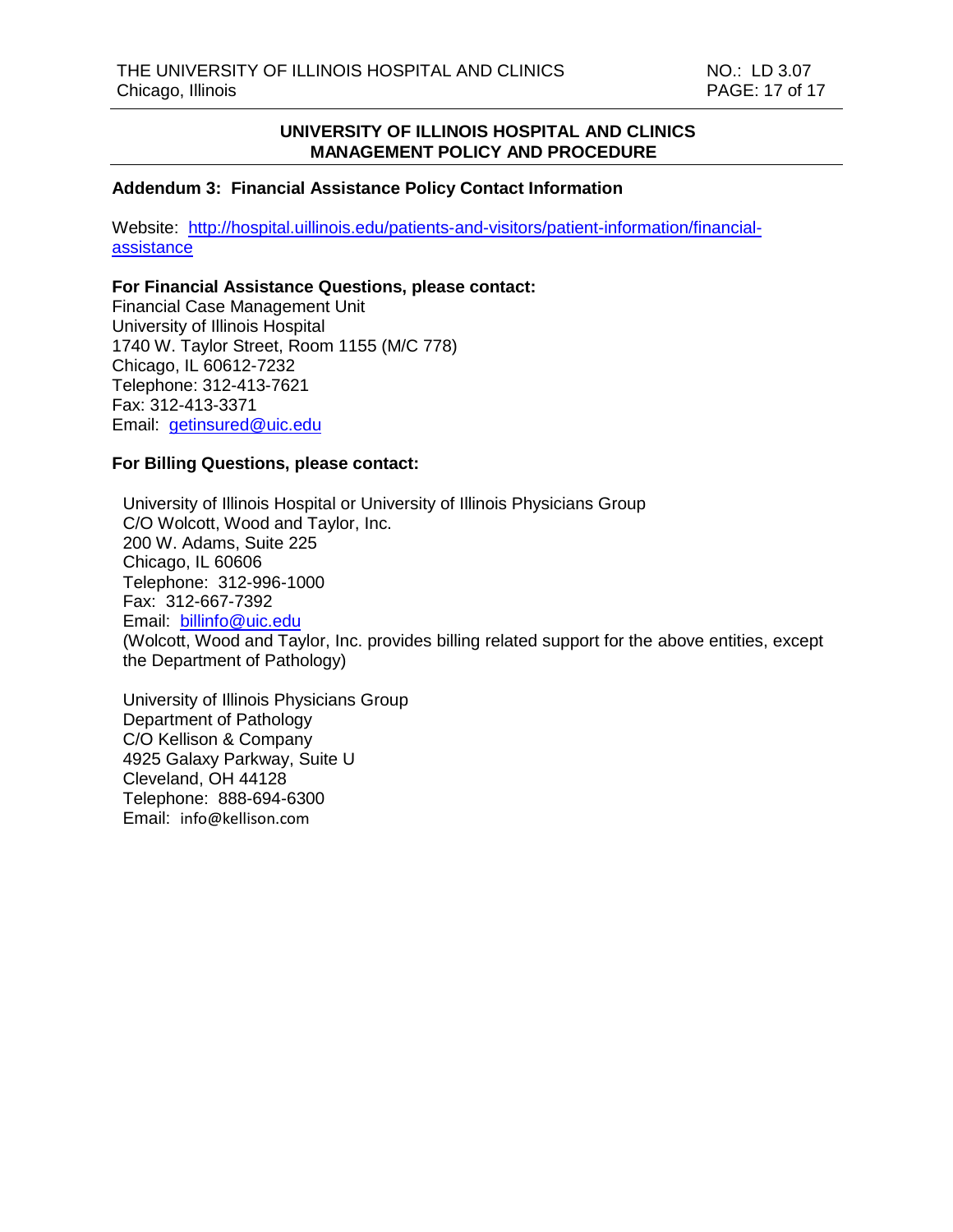**Addendum 3: Financial Assistance Policy Contact Information**

Website: http://hospital.uillinois.edu/patients-and-visitors/patient-information/financial-assistance

**For Financial Assistance Questions, please contact:**

Financial Case Management Unit
University of Illinois Hospital
1740 W. Taylor Street, Room 1155 (M/C 778)
Chicago, IL 60612-7232
Telephone: 312-413-7621
Fax: 312-413-3371
Email: getinsured@uic.edu

**For Billing Questions, please contact:**

University of Illinois Hospital or University of Illinois Physicians Group
C/O Wolcott, Wood and Taylor, Inc.
200 W. Adams, Suite 225
Chicago, IL 60606
Telephone: 312-996-1000
Fax: 312-667-7392
Email: billinfo@uic.edu
(Wolcott, Wood and Taylor, Inc. provides billing related support for the above entities, except the Department of Pathology)

University of Illinois Physicians Group
Department of Pathology
C/O Kellison & Company
4925 Galaxy Parkway, Suite U
Cleveland, OH 44128
Telephone: 888-694-6300
Email: info@kellison.com